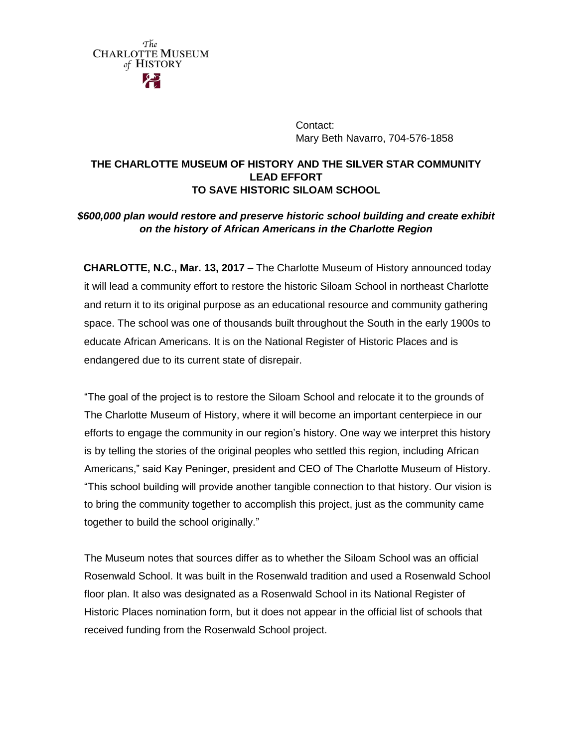The Charlotte Museum of History

Contact:
Mary Beth Navarro, 704-576-1858

**THE CHARLOTTE MUSEUM OF HISTORY AND THE SILVER STAR COMMUNITY LEAD EFFORT TO SAVE HISTORIC SILOAM SCHOOL**

***$600,000 plan would restore and preserve historic school building and create exhibit on the history of African Americans in the Charlotte Region***

**CHARLOTTE, N.C., Mar. 13, 2017** – The Charlotte Museum of History announced today it will lead a community effort to restore the historic Siloam School in northeast Charlotte and return it to its original purpose as an educational resource and community gathering space. The school was one of thousands built throughout the South in the early 1900s to educate African Americans. It is on the National Register of Historic Places and is endangered due to its current state of disrepair.

"The goal of the project is to restore the Siloam School and relocate it to the grounds of The Charlotte Museum of History, where it will become an important centerpiece in our efforts to engage the community in our region's history. One way we interpret this history is by telling the stories of the original peoples who settled this region, including African Americans," said Kay Peninger, president and CEO of The Charlotte Museum of History. "This school building will provide another tangible connection to that history. Our vision is to bring the community together to accomplish this project, just as the community came together to build the school originally."

The Museum notes that sources differ as to whether the Siloam School was an official Rosenwald School. It was built in the Rosenwald tradition and used a Rosenwald School floor plan. It also was designated as a Rosenwald School in its National Register of Historic Places nomination form, but it does not appear in the official list of schools that received funding from the Rosenwald School project.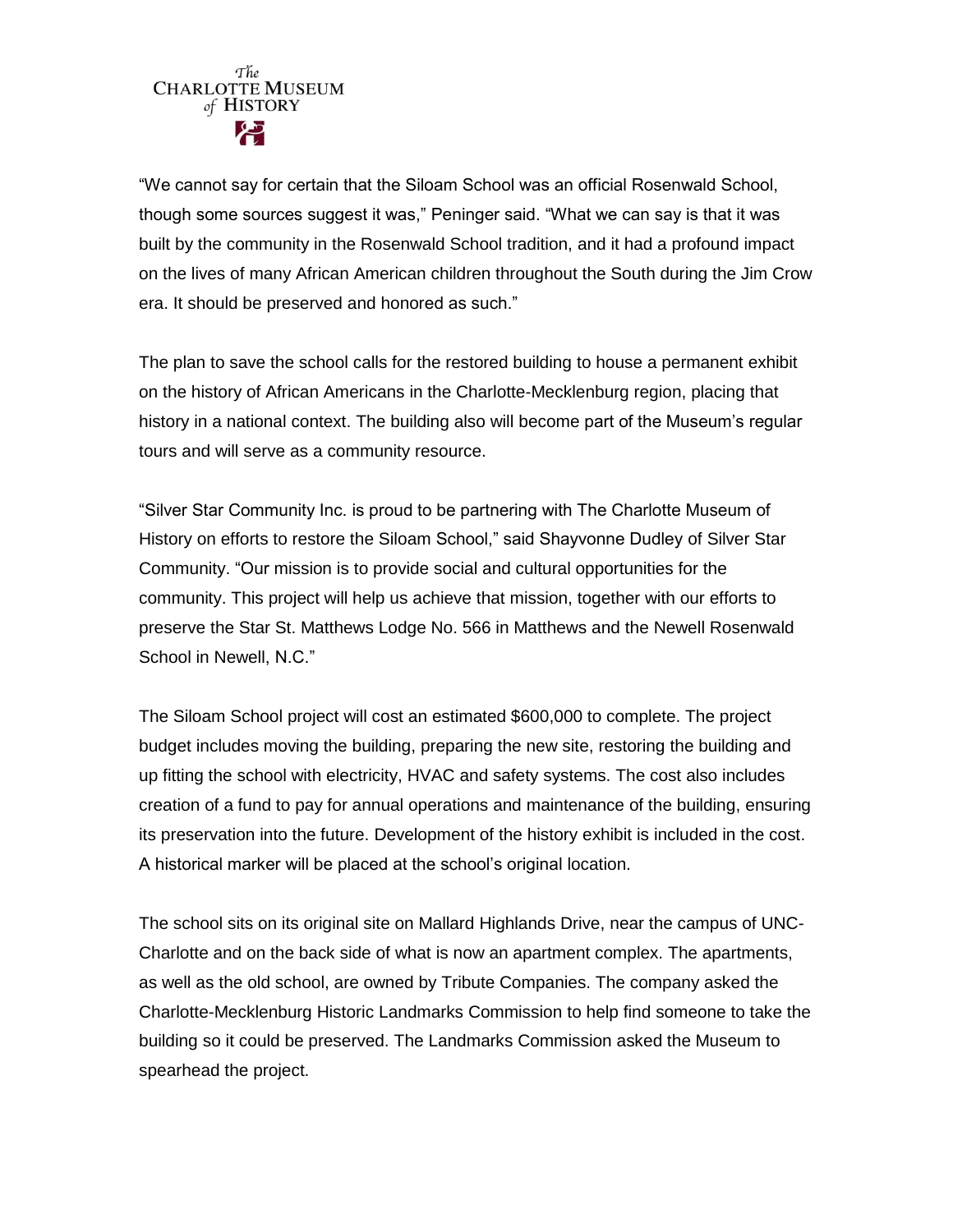"We cannot say for certain that the Siloam School was an official Rosenwald School, though some sources suggest it was," Peninger said. "What we can say is that it was built by the community in the Rosenwald School tradition, and it had a profound impact on the lives of many African American children throughout the South during the Jim Crow era. It should be preserved and honored as such."

The plan to save the school calls for the restored building to house a permanent exhibit on the history of African Americans in the Charlotte-Mecklenburg region, placing that history in a national context. The building also will become part of the Museum's regular tours and will serve as a community resource.

"Silver Star Community Inc. is proud to be partnering with The Charlotte Museum of History on efforts to restore the Siloam School," said Shayvonne Dudley of Silver Star Community. "Our mission is to provide social and cultural opportunities for the community. This project will help us achieve that mission, together with our efforts to preserve the Star St. Matthews Lodge No. 566 in Matthews and the Newell Rosenwald School in Newell, N.C."

The Siloam School project will cost an estimated $600,000 to complete. The project budget includes moving the building, preparing the new site, restoring the building and up fitting the school with electricity, HVAC and safety systems. The cost also includes creation of a fund to pay for annual operations and maintenance of the building, ensuring its preservation into the future. Development of the history exhibit is included in the cost. A historical marker will be placed at the school's original location.

The school sits on its original site on Mallard Highlands Drive, near the campus of UNC-Charlotte and on the back side of what is now an apartment complex. The apartments, as well as the old school, are owned by Tribute Companies. The company asked the Charlotte-Mecklenburg Historic Landmarks Commission to help find someone to take the building so it could be preserved. The Landmarks Commission asked the Museum to spearhead the project.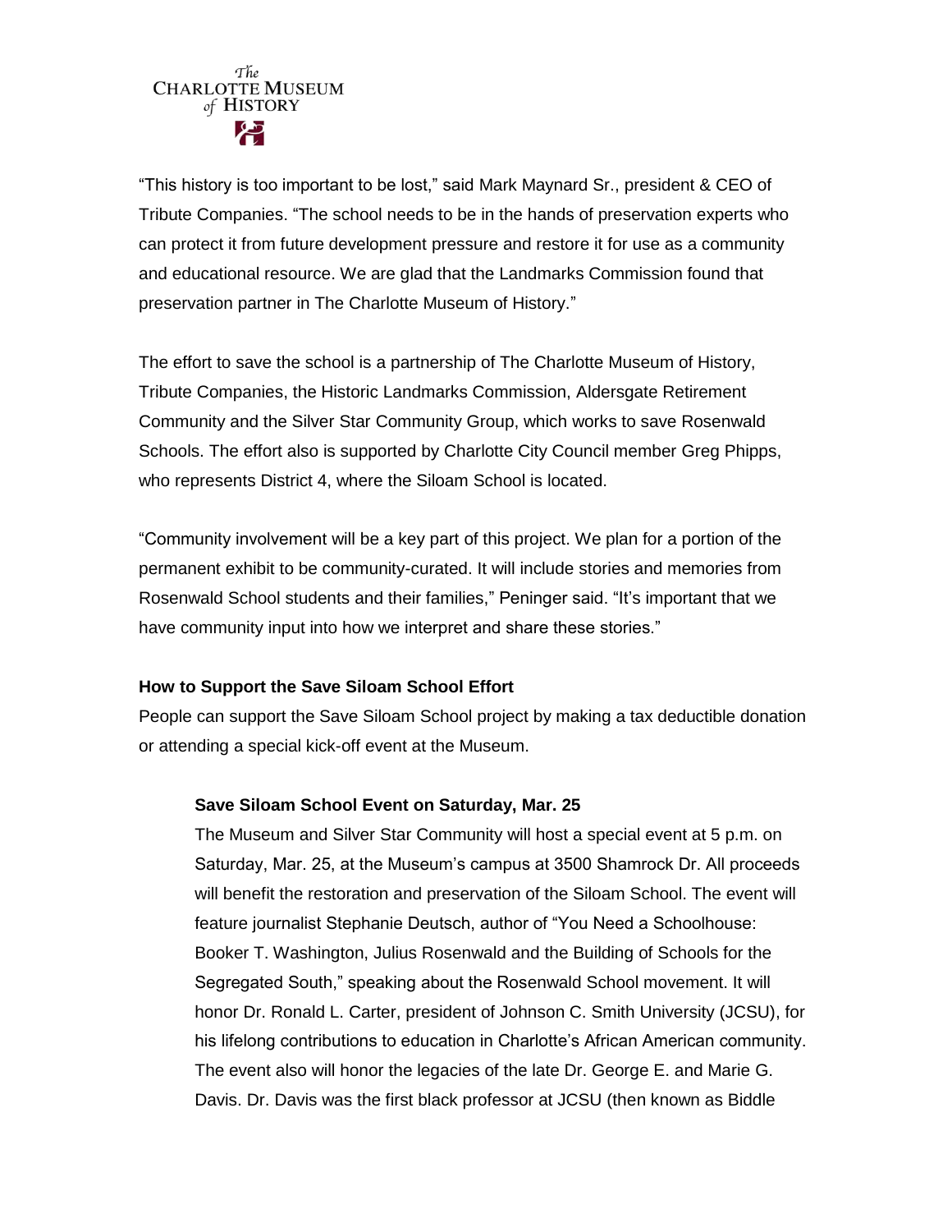"This history is too important to be lost," said Mark Maynard Sr., president & CEO of Tribute Companies. "The school needs to be in the hands of preservation experts who can protect it from future development pressure and restore it for use as a community and educational resource. We are glad that the Landmarks Commission found that preservation partner in The Charlotte Museum of History."

The effort to save the school is a partnership of The Charlotte Museum of History, Tribute Companies, the Historic Landmarks Commission, Aldersgate Retirement Community and the Silver Star Community Group, which works to save Rosenwald Schools. The effort also is supported by Charlotte City Council member Greg Phipps, who represents District 4, where the Siloam School is located.

"Community involvement will be a key part of this project. We plan for a portion of the permanent exhibit to be community-curated. It will include stories and memories from Rosenwald School students and their families," Peninger said. "It's important that we have community input into how we interpret and share these stories."

**How to Support the Save Siloam School Effort**

People can support the Save Siloam School project by making a tax deductible donation or attending a special kick-off event at the Museum.

**Save Siloam School Event on Saturday, Mar. 25**

The Museum and Silver Star Community will host a special event at 5 p.m. on Saturday, Mar. 25, at the Museum's campus at 3500 Shamrock Dr. All proceeds will benefit the restoration and preservation of the Siloam School. The event will feature journalist Stephanie Deutsch, author of "You Need a Schoolhouse: Booker T. Washington, Julius Rosenwald and the Building of Schools for the Segregated South," speaking about the Rosenwald School movement. It will honor Dr. Ronald L. Carter, president of Johnson C. Smith University (JCSU), for his lifelong contributions to education in Charlotte's African American community. The event also will honor the legacies of the late Dr. George E. and Marie G. Davis. Dr. Davis was the first black professor at JCSU (then known as Biddle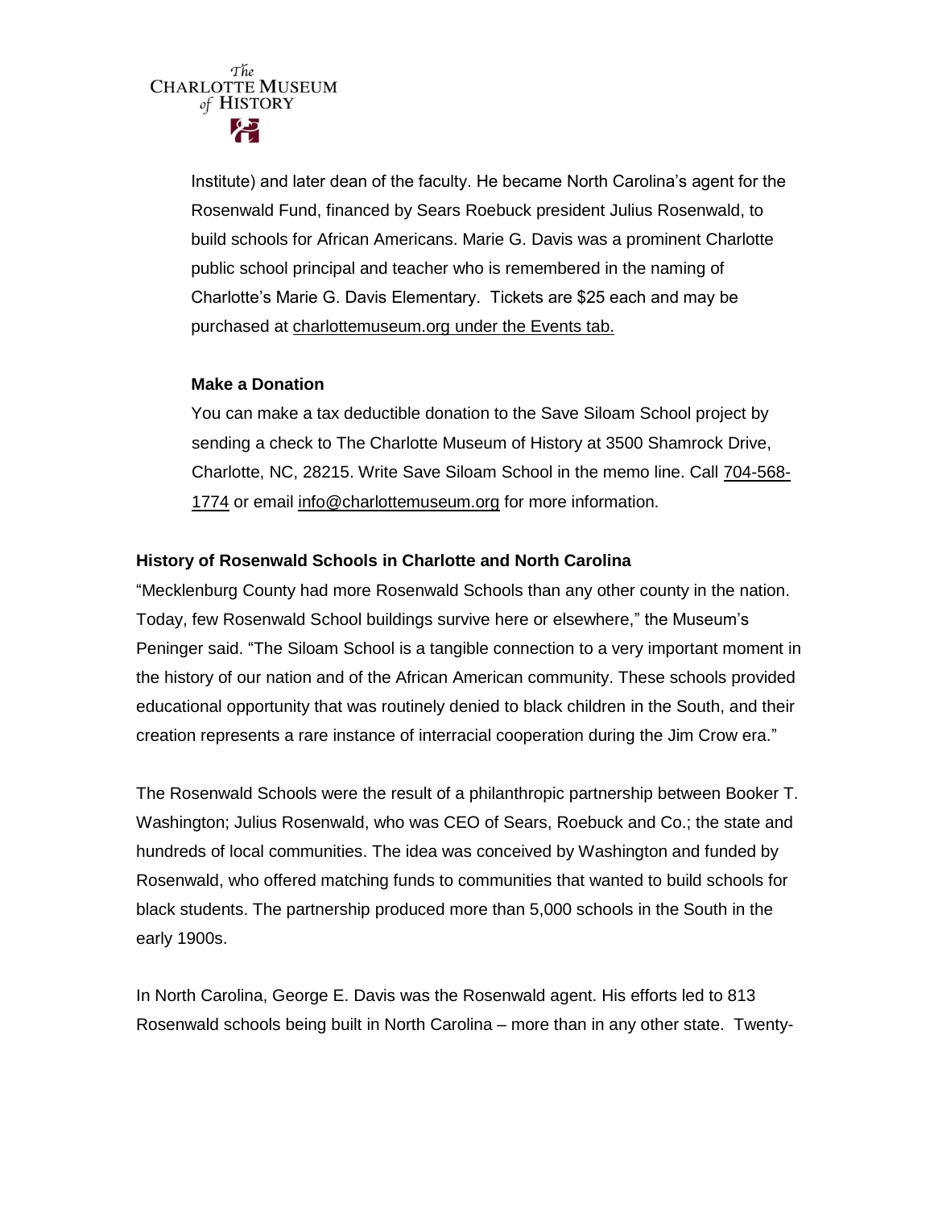Institute) and later dean of the faculty. He became North Carolina's agent for the Rosenwald Fund, financed by Sears Roebuck president Julius Rosenwald, to build schools for African Americans. Marie G. Davis was a prominent Charlotte public school principal and teacher who is remembered in the naming of Charlotte's Marie G. Davis Elementary. Tickets are $25 each and may be purchased at charlottemuseum.org under the Events tab.

**Make a Donation**

You can make a tax deductible donation to the Save Siloam School project by sending a check to The Charlotte Museum of History at 3500 Shamrock Drive, Charlotte, NC, 28215. Write Save Siloam School in the memo line. Call 704-568-1774 or email info@charlottemuseum.org for more information.

**History of Rosenwald Schools in Charlotte and North Carolina**

"Mecklenburg County had more Rosenwald Schools than any other county in the nation. Today, few Rosenwald School buildings survive here or elsewhere," the Museum's Peninger said. "The Siloam School is a tangible connection to a very important moment in the history of our nation and of the African American community. These schools provided educational opportunity that was routinely denied to black children in the South, and their creation represents a rare instance of interracial cooperation during the Jim Crow era."

The Rosenwald Schools were the result of a philanthropic partnership between Booker T. Washington; Julius Rosenwald, who was CEO of Sears, Roebuck and Co.; the state and hundreds of local communities. The idea was conceived by Washington and funded by Rosenwald, who offered matching funds to communities that wanted to build schools for black students. The partnership produced more than 5,000 schools in the South in the early 1900s.

In North Carolina, George E. Davis was the Rosenwald agent. His efforts led to 813 Rosenwald schools being built in North Carolina – more than in any other state. Twenty-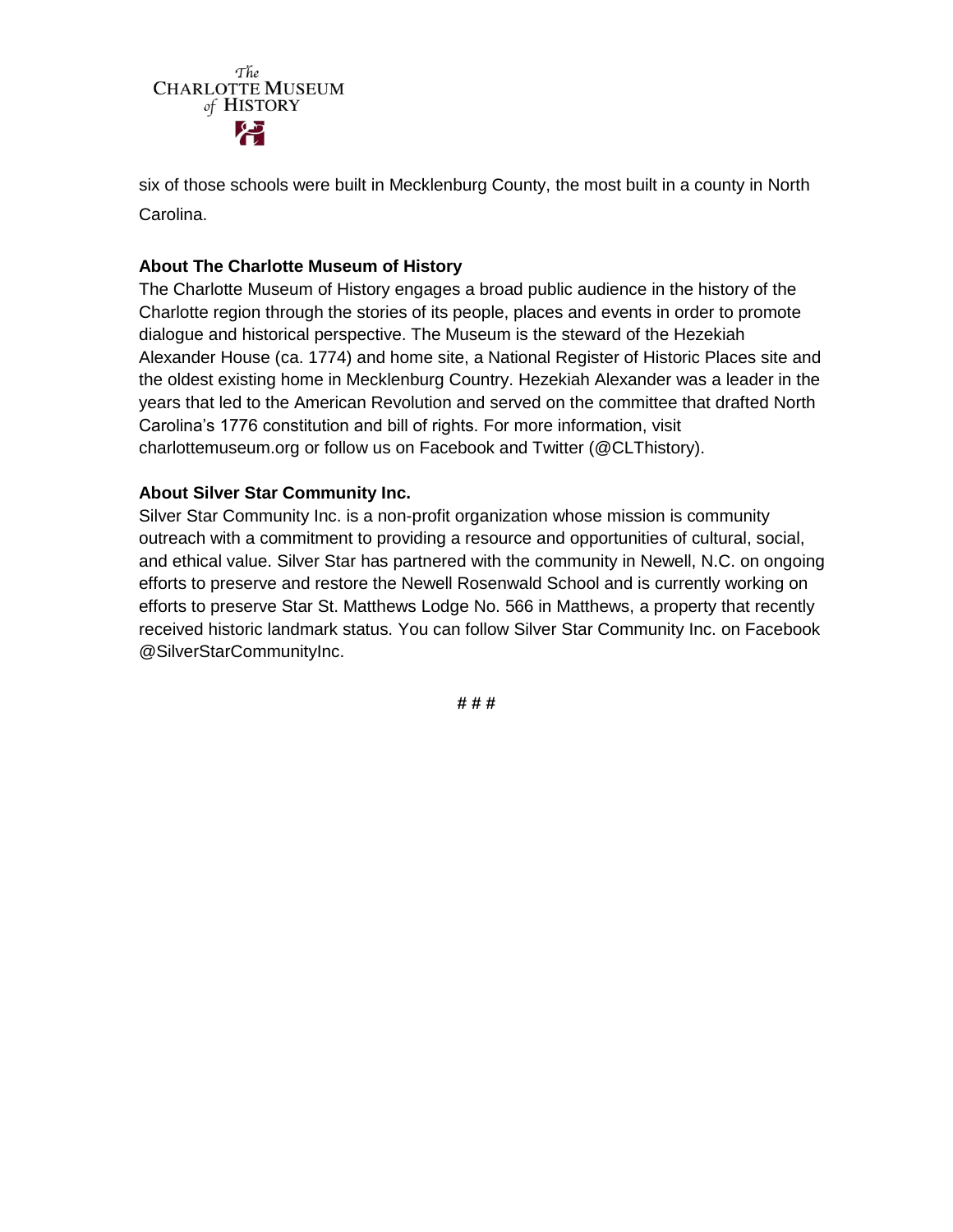six of those schools were built in Mecklenburg County, the most built in a county in North Carolina.

**About The Charlotte Museum of History**

The Charlotte Museum of History engages a broad public audience in the history of the Charlotte region through the stories of its people, places and events in order to promote dialogue and historical perspective. The Museum is the steward of the Hezekiah Alexander House (ca. 1774) and home site, a National Register of Historic Places site and the oldest existing home in Mecklenburg Country. Hezekiah Alexander was a leader in the years that led to the American Revolution and served on the committee that drafted North Carolina's 1776 constitution and bill of rights. For more information, visit charlottemuseum.org or follow us on Facebook and Twitter (@CLThistory).

**About Silver Star Community Inc.**

Silver Star Community Inc. is a non-profit organization whose mission is community outreach with a commitment to providing a resource and opportunities of cultural, social, and ethical value. Silver Star has partnered with the community in Newell, N.C. on ongoing efforts to preserve and restore the Newell Rosenwald School and is currently working on efforts to preserve Star St. Matthews Lodge No. 566 in Matthews, a property that recently received historic landmark status. You can follow Silver Star Community Inc. on Facebook @SilverStarCommunityInc.

# # #